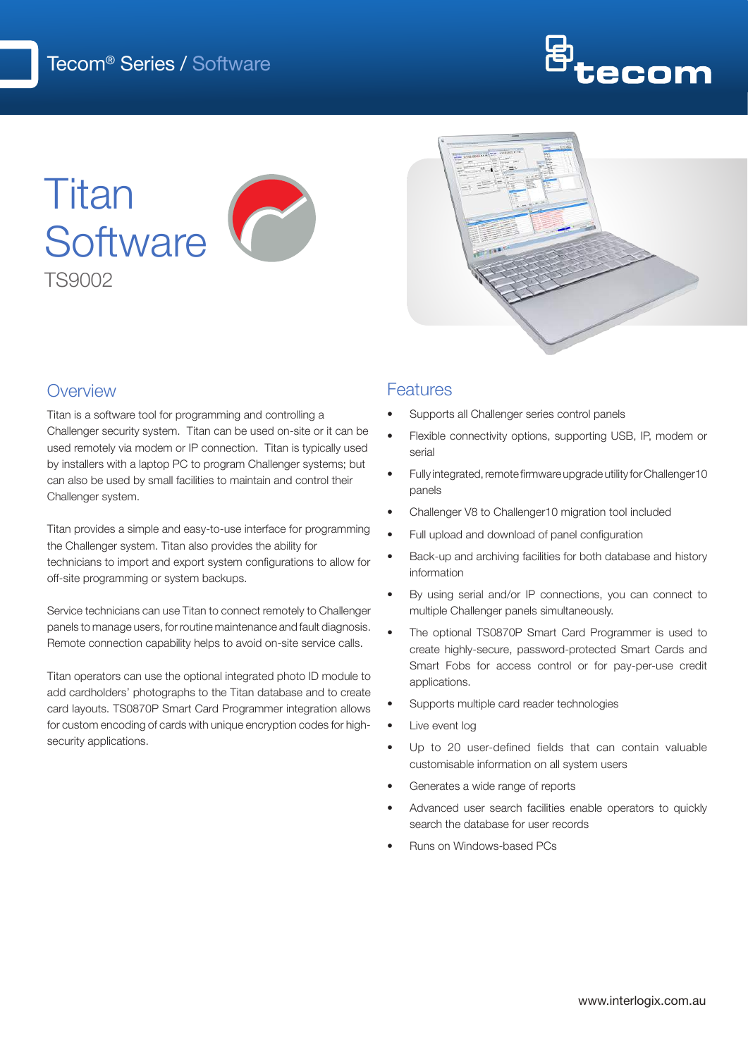Tecom® Series / Software

# Titan Software

TS9002

## Overview

Titan is a software tool for programming and controlling a Challenger security system. Titan can be used on-site or it can be used remotely via modem or IP connection. Titan is typically used by installers with a laptop PC to program Challenger systems; but can also be used by small facilities to maintain and control their Challenger system.

Titan provides a simple and easy-to-use interface for programming the Challenger system. Titan also provides the ability for technicians to import and export system configurations to allow for off-site programming or system backups.

Service technicians can use Titan to connect remotely to Challenger panels to manage users, for routine maintenance and fault diagnosis. Remote connection capability helps to avoid on-site service calls.

Titan operators can use the optional integrated photo ID module to add cardholders' photographs to the Titan database and to create card layouts. TS0870P Smart Card Programmer integration allows for custom encoding of cards with unique encryption codes for high-security applications.

## Features

- Supports all Challenger series control panels
- Flexible connectivity options, supporting USB, IP, modem or serial
- Fully integrated, remote firmware upgrade utility for Challenger10 panels
- Challenger V8 to Challenger10 migration tool included
- Full upload and download of panel configuration
- Back-up and archiving facilities for both database and history information
- By using serial and/or IP connections, you can connect to multiple Challenger panels simultaneously.
- The optional TS0870P Smart Card Programmer is used to create highly-secure, password-protected Smart Cards and Smart Fobs for access control or for pay-per-use credit applications.
- Supports multiple card reader technologies
- Live event log
- Up to 20 user-defined fields that can contain valuable customisable information on all system users
- Generates a wide range of reports
- Advanced user search facilities enable operators to quickly search the database for user records
- Runs on Windows-based PCs

www.interlogix.com.au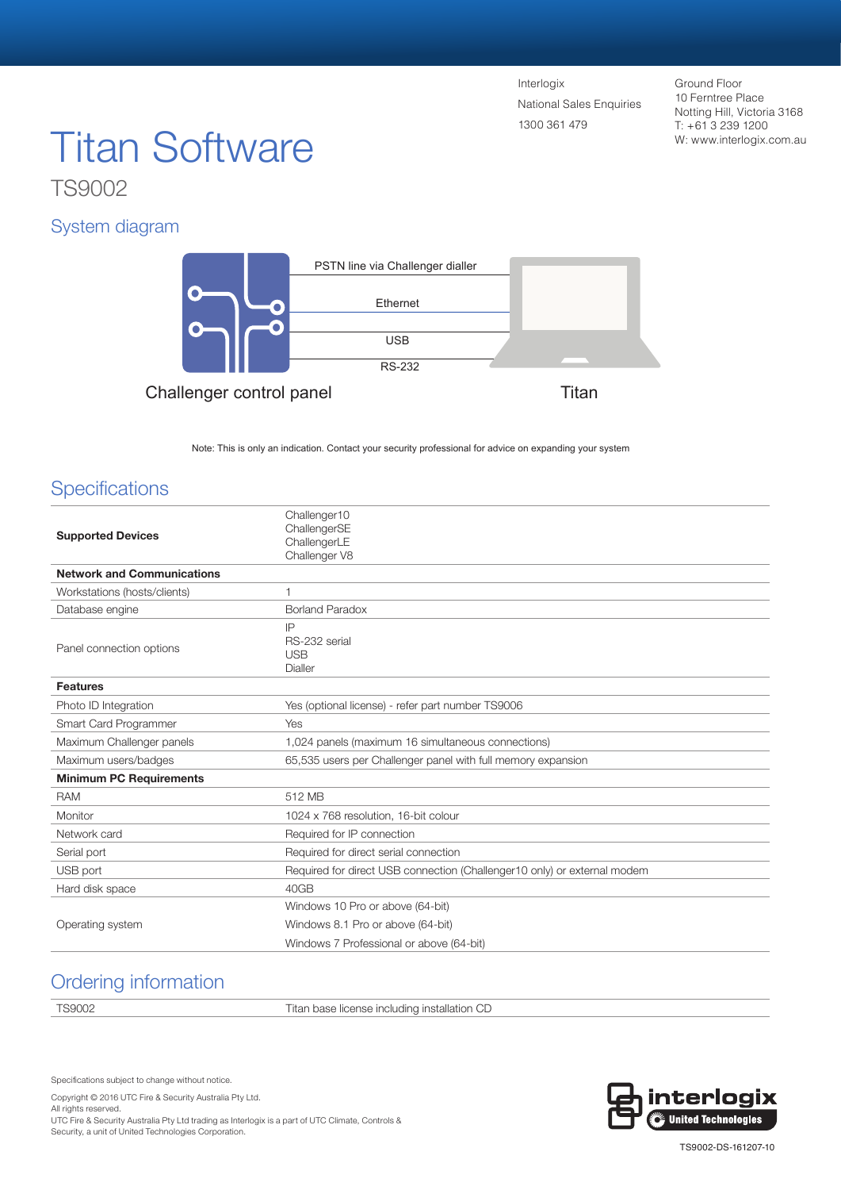Interlogix
National Sales Enquiries
1300 361 479

Ground Floor
10 Ferntree Place
Notting Hill, Victoria 3168
T: +61 3 239 1200
W: www.interlogix.com.au

# Titan Software

TS9002

## System diagram

PSTN line via Challenger dialler

Ethernet

USB

RS-232

Challenger control panel

Titan

Note: This is only an indication. Contact your security professional for advice on expanding your system

## Specifications

| | |
|---|---|
| **Supported Devices** | Challenger10<br>ChallengerSE<br>ChallengerLE<br>Challenger V8 |
| **Network and Communications** | |
| Workstations (hosts/clients) | 1 |
| Database engine | Borland Paradox |
| Panel connection options | IP<br>RS-232 serial<br>USB<br>Dialler |
| **Features** | |
| Photo ID Integration | Yes (optional license) - refer part number TS9006 |
| Smart Card Programmer | Yes |
| Maximum Challenger panels | 1,024 panels (maximum 16 simultaneous connections) |
| Maximum users/badges | 65,535 users per Challenger panel with full memory expansion |
| **Minimum PC Requirements** | |
| RAM | 512 MB |
| Monitor | 1024 x 768 resolution, 16-bit colour |
| Network card | Required for IP connection |
| Serial port | Required for direct serial connection |
| USB port | Required for direct USB connection (Challenger10 only) or external modem |
| Hard disk space | 40GB |
| Operating system | Windows 10 Pro or above (64-bit)<br>Windows 8.1 Pro or above (64-bit)<br>Windows 7 Professional or above (64-bit) |

## Ordering information

| | |
|---|---|
| TS9002 | Titan base license including installation CD |

Specifications subject to change without notice.

Copyright © 2016 UTC Fire & Security Australia Pty Ltd.
All rights reserved.
UTC Fire & Security Australia Pty Ltd trading as Interlogix is a part of UTC Climate, Controls & Security, a unit of United Technologies Corporation.

interlogix
United Technologies

TS9002-DS-161207-10